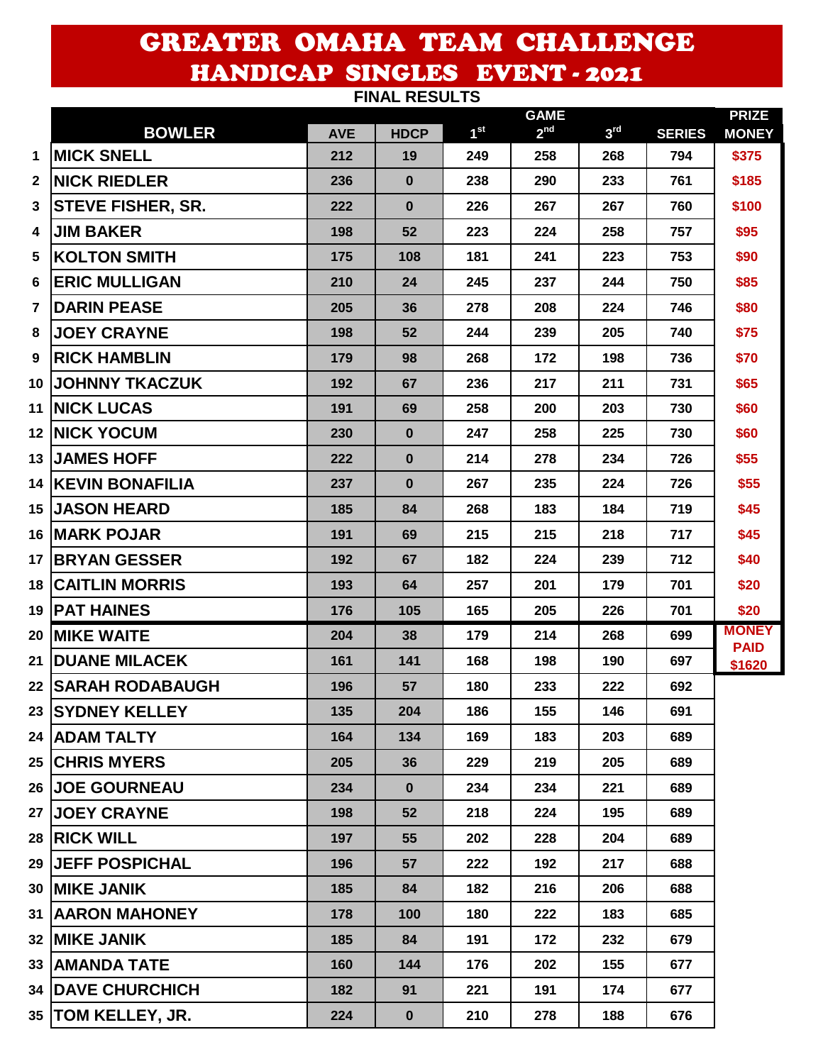# GREATER OMAHA TEAM CHALLENGE
## HANDICAP SINGLES EVENT - 2021

**FINAL RESULTS**

| | BOWLER | AVE | HDCP | GAME 1st | 2nd | 3rd | SERIES | PRIZE MONEY |
|---|---|---|---|---|---|---|---|---|
| 1 | MICK SNELL | 212 | 19 | 249 | 258 | 268 | 794 | $375 |
| 2 | NICK RIEDLER | 236 | 0 | 238 | 290 | 233 | 761 | $185 |
| 3 | STEVE FISHER, SR. | 222 | 0 | 226 | 267 | 267 | 760 | $100 |
| 4 | JIM BAKER | 198 | 52 | 223 | 224 | 258 | 757 | $95 |
| 5 | KOLTON SMITH | 175 | 108 | 181 | 241 | 223 | 753 | $90 |
| 6 | ERIC MULLIGAN | 210 | 24 | 245 | 237 | 244 | 750 | $85 |
| 7 | DARIN PEASE | 205 | 36 | 278 | 208 | 224 | 746 | $80 |
| 8 | JOEY CRAYNE | 198 | 52 | 244 | 239 | 205 | 740 | $75 |
| 9 | RICK HAMBLIN | 179 | 98 | 268 | 172 | 198 | 736 | $70 |
| 10 | JOHNNY TKACZUK | 192 | 67 | 236 | 217 | 211 | 731 | $65 |
| 11 | NICK LUCAS | 191 | 69 | 258 | 200 | 203 | 730 | $60 |
| 12 | NICK YOCUM | 230 | 0 | 247 | 258 | 225 | 730 | $60 |
| 13 | JAMES HOFF | 222 | 0 | 214 | 278 | 234 | 726 | $55 |
| 14 | KEVIN BONAFILIA | 237 | 0 | 267 | 235 | 224 | 726 | $55 |
| 15 | JASON HEARD | 185 | 84 | 268 | 183 | 184 | 719 | $45 |
| 16 | MARK POJAR | 191 | 69 | 215 | 215 | 218 | 717 | $45 |
| 17 | BRYAN GESSER | 192 | 67 | 182 | 224 | 239 | 712 | $40 |
| 18 | CAITLIN MORRIS | 193 | 64 | 257 | 201 | 179 | 701 | $20 |
| 19 | PAT HAINES | 176 | 105 | 165 | 205 | 226 | 701 | $20 |
| 20 | MIKE WAITE | 204 | 38 | 179 | 214 | 268 | 699 | MONEY PAID |
| 21 | DUANE MILACEK | 161 | 141 | 168 | 198 | 190 | 697 | $1620 |
| 22 | SARAH RODABAUGH | 196 | 57 | 180 | 233 | 222 | 692 | |
| 23 | SYDNEY KELLEY | 135 | 204 | 186 | 155 | 146 | 691 | |
| 24 | ADAM TALTY | 164 | 134 | 169 | 183 | 203 | 689 | |
| 25 | CHRIS MYERS | 205 | 36 | 229 | 219 | 205 | 689 | |
| 26 | JOE GOURNEAU | 234 | 0 | 234 | 234 | 221 | 689 | |
| 27 | JOEY CRAYNE | 198 | 52 | 218 | 224 | 195 | 689 | |
| 28 | RICK WILL | 197 | 55 | 202 | 228 | 204 | 689 | |
| 29 | JEFF POSPICHAL | 196 | 57 | 222 | 192 | 217 | 688 | |
| 30 | MIKE JANIK | 185 | 84 | 182 | 216 | 206 | 688 | |
| 31 | AARON MAHONEY | 178 | 100 | 180 | 222 | 183 | 685 | |
| 32 | MIKE JANIK | 185 | 84 | 191 | 172 | 232 | 679 | |
| 33 | AMANDA TATE | 160 | 144 | 176 | 202 | 155 | 677 | |
| 34 | DAVE CHURCHICH | 182 | 91 | 221 | 191 | 174 | 677 | |
| 35 | TOM KELLEY, JR. | 224 | 0 | 210 | 278 | 188 | 676 | |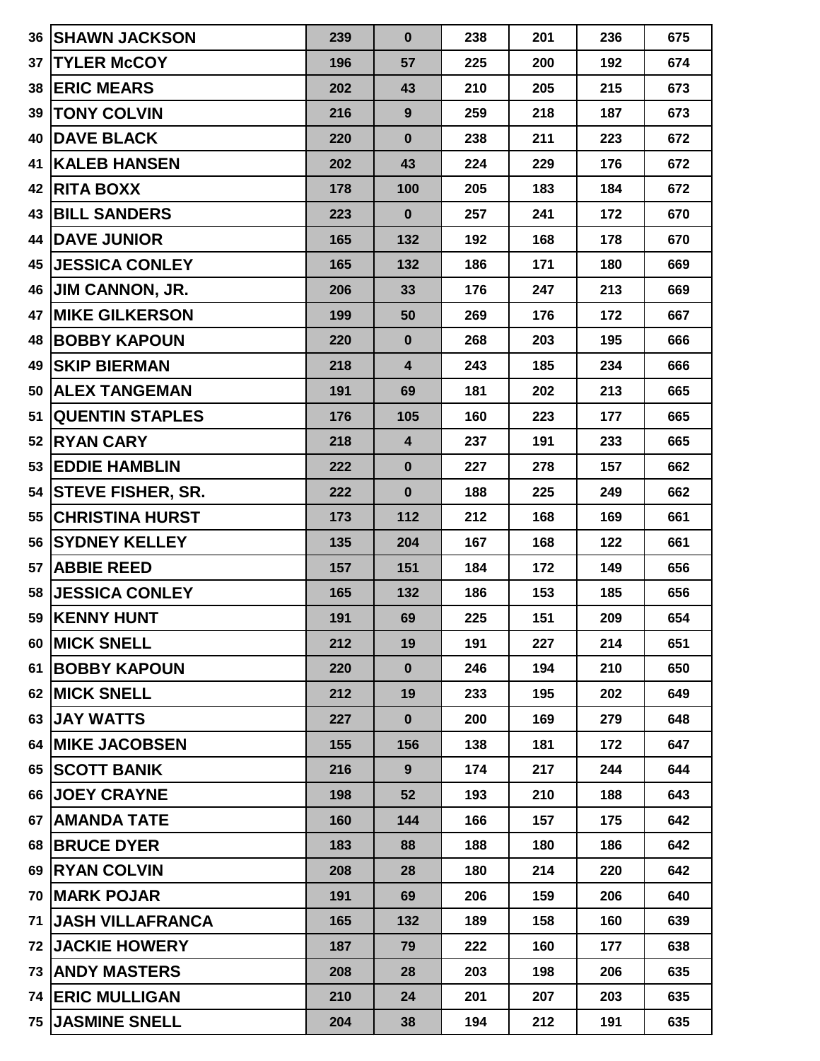| | | | | | | | |
|---|---|---|---|---|---|---|---|
| 36 | SHAWN JACKSON | 239 | 0 | 238 | 201 | 236 | 675 |
| 37 | TYLER McCOY | 196 | 57 | 225 | 200 | 192 | 674 |
| 38 | ERIC MEARS | 202 | 43 | 210 | 205 | 215 | 673 |
| 39 | TONY COLVIN | 216 | 9 | 259 | 218 | 187 | 673 |
| 40 | DAVE BLACK | 220 | 0 | 238 | 211 | 223 | 672 |
| 41 | KALEB HANSEN | 202 | 43 | 224 | 229 | 176 | 672 |
| 42 | RITA BOXX | 178 | 100 | 205 | 183 | 184 | 672 |
| 43 | BILL SANDERS | 223 | 0 | 257 | 241 | 172 | 670 |
| 44 | DAVE JUNIOR | 165 | 132 | 192 | 168 | 178 | 670 |
| 45 | JESSICA CONLEY | 165 | 132 | 186 | 171 | 180 | 669 |
| 46 | JIM CANNON, JR. | 206 | 33 | 176 | 247 | 213 | 669 |
| 47 | MIKE GILKERSON | 199 | 50 | 269 | 176 | 172 | 667 |
| 48 | BOBBY KAPOUN | 220 | 0 | 268 | 203 | 195 | 666 |
| 49 | SKIP BIERMAN | 218 | 4 | 243 | 185 | 234 | 666 |
| 50 | ALEX TANGEMAN | 191 | 69 | 181 | 202 | 213 | 665 |
| 51 | QUENTIN STAPLES | 176 | 105 | 160 | 223 | 177 | 665 |
| 52 | RYAN CARY | 218 | 4 | 237 | 191 | 233 | 665 |
| 53 | EDDIE HAMBLIN | 222 | 0 | 227 | 278 | 157 | 662 |
| 54 | STEVE FISHER, SR. | 222 | 0 | 188 | 225 | 249 | 662 |
| 55 | CHRISTINA HURST | 173 | 112 | 212 | 168 | 169 | 661 |
| 56 | SYDNEY KELLEY | 135 | 204 | 167 | 168 | 122 | 661 |
| 57 | ABBIE REED | 157 | 151 | 184 | 172 | 149 | 656 |
| 58 | JESSICA CONLEY | 165 | 132 | 186 | 153 | 185 | 656 |
| 59 | KENNY HUNT | 191 | 69 | 225 | 151 | 209 | 654 |
| 60 | MICK SNELL | 212 | 19 | 191 | 227 | 214 | 651 |
| 61 | BOBBY KAPOUN | 220 | 0 | 246 | 194 | 210 | 650 |
| 62 | MICK SNELL | 212 | 19 | 233 | 195 | 202 | 649 |
| 63 | JAY WATTS | 227 | 0 | 200 | 169 | 279 | 648 |
| 64 | MIKE JACOBSEN | 155 | 156 | 138 | 181 | 172 | 647 |
| 65 | SCOTT BANIK | 216 | 9 | 174 | 217 | 244 | 644 |
| 66 | JOEY CRAYNE | 198 | 52 | 193 | 210 | 188 | 643 |
| 67 | AMANDA TATE | 160 | 144 | 166 | 157 | 175 | 642 |
| 68 | BRUCE DYER | 183 | 88 | 188 | 180 | 186 | 642 |
| 69 | RYAN COLVIN | 208 | 28 | 180 | 214 | 220 | 642 |
| 70 | MARK POJAR | 191 | 69 | 206 | 159 | 206 | 640 |
| 71 | JASH VILLAFRANCA | 165 | 132 | 189 | 158 | 160 | 639 |
| 72 | JACKIE HOWERY | 187 | 79 | 222 | 160 | 177 | 638 |
| 73 | ANDY MASTERS | 208 | 28 | 203 | 198 | 206 | 635 |
| 74 | ERIC MULLIGAN | 210 | 24 | 201 | 207 | 203 | 635 |
| 75 | JASMINE SNELL | 204 | 38 | 194 | 212 | 191 | 635 |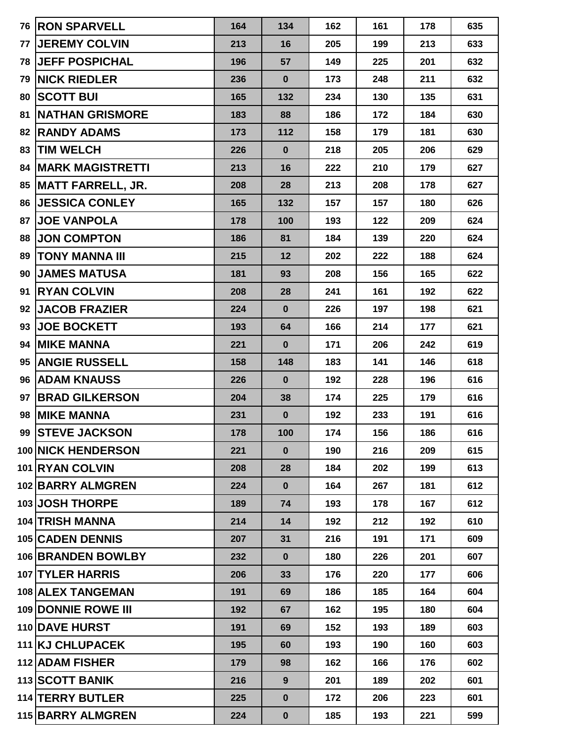| | | | | | | | |
|---|---|---|---|---|---|---|---|
| 76 | RON SPARVELL | 164 | 134 | 162 | 161 | 178 | 635 |
| 77 | JEREMY COLVIN | 213 | 16 | 205 | 199 | 213 | 633 |
| 78 | JEFF POSPICHAL | 196 | 57 | 149 | 225 | 201 | 632 |
| 79 | NICK RIEDLER | 236 | 0 | 173 | 248 | 211 | 632 |
| 80 | SCOTT BUI | 165 | 132 | 234 | 130 | 135 | 631 |
| 81 | NATHAN GRISMORE | 183 | 88 | 186 | 172 | 184 | 630 |
| 82 | RANDY ADAMS | 173 | 112 | 158 | 179 | 181 | 630 |
| 83 | TIM WELCH | 226 | 0 | 218 | 205 | 206 | 629 |
| 84 | MARK MAGISTRETTI | 213 | 16 | 222 | 210 | 179 | 627 |
| 85 | MATT FARRELL, JR. | 208 | 28 | 213 | 208 | 178 | 627 |
| 86 | JESSICA CONLEY | 165 | 132 | 157 | 157 | 180 | 626 |
| 87 | JOE VANPOLA | 178 | 100 | 193 | 122 | 209 | 624 |
| 88 | JON COMPTON | 186 | 81 | 184 | 139 | 220 | 624 |
| 89 | TONY MANNA III | 215 | 12 | 202 | 222 | 188 | 624 |
| 90 | JAMES MATUSA | 181 | 93 | 208 | 156 | 165 | 622 |
| 91 | RYAN COLVIN | 208 | 28 | 241 | 161 | 192 | 622 |
| 92 | JACOB FRAZIER | 224 | 0 | 226 | 197 | 198 | 621 |
| 93 | JOE BOCKETT | 193 | 64 | 166 | 214 | 177 | 621 |
| 94 | MIKE MANNA | 221 | 0 | 171 | 206 | 242 | 619 |
| 95 | ANGIE RUSSELL | 158 | 148 | 183 | 141 | 146 | 618 |
| 96 | ADAM KNAUSS | 226 | 0 | 192 | 228 | 196 | 616 |
| 97 | BRAD GILKERSON | 204 | 38 | 174 | 225 | 179 | 616 |
| 98 | MIKE MANNA | 231 | 0 | 192 | 233 | 191 | 616 |
| 99 | STEVE JACKSON | 178 | 100 | 174 | 156 | 186 | 616 |
| 100 | NICK HENDERSON | 221 | 0 | 190 | 216 | 209 | 615 |
| 101 | RYAN COLVIN | 208 | 28 | 184 | 202 | 199 | 613 |
| 102 | BARRY ALMGREN | 224 | 0 | 164 | 267 | 181 | 612 |
| 103 | JOSH THORPE | 189 | 74 | 193 | 178 | 167 | 612 |
| 104 | TRISH MANNA | 214 | 14 | 192 | 212 | 192 | 610 |
| 105 | CADEN DENNIS | 207 | 31 | 216 | 191 | 171 | 609 |
| 106 | BRANDEN BOWLBY | 232 | 0 | 180 | 226 | 201 | 607 |
| 107 | TYLER HARRIS | 206 | 33 | 176 | 220 | 177 | 606 |
| 108 | ALEX TANGEMAN | 191 | 69 | 186 | 185 | 164 | 604 |
| 109 | DONNIE ROWE III | 192 | 67 | 162 | 195 | 180 | 604 |
| 110 | DAVE HURST | 191 | 69 | 152 | 193 | 189 | 603 |
| 111 | KJ CHLUPACEK | 195 | 60 | 193 | 190 | 160 | 603 |
| 112 | ADAM FISHER | 179 | 98 | 162 | 166 | 176 | 602 |
| 113 | SCOTT BANIK | 216 | 9 | 201 | 189 | 202 | 601 |
| 114 | TERRY BUTLER | 225 | 0 | 172 | 206 | 223 | 601 |
| 115 | BARRY ALMGREN | 224 | 0 | 185 | 193 | 221 | 599 |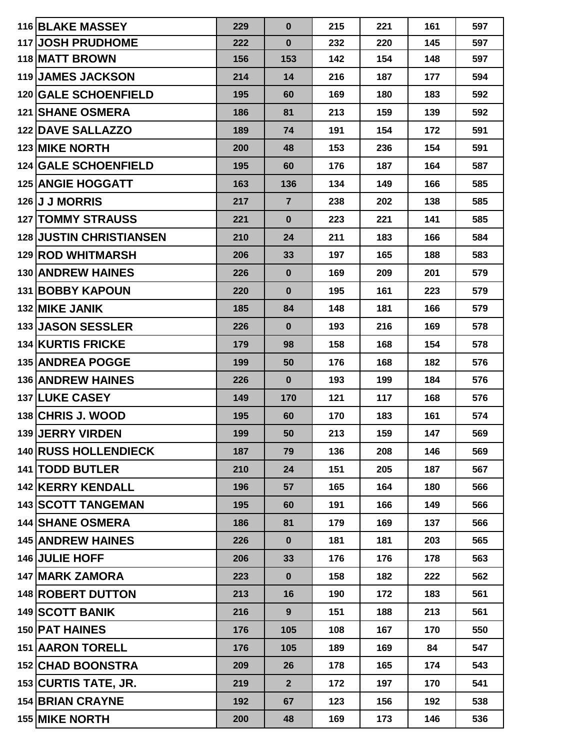| | | | | | | | |
|---|---|---|---|---|---|---|---|
| 116 | BLAKE MASSEY | 229 | 0 | 215 | 221 | 161 | 597 |
| 117 | JOSH PRUDHOME | 222 | 0 | 232 | 220 | 145 | 597 |
| 118 | MATT BROWN | 156 | 153 | 142 | 154 | 148 | 597 |
| 119 | JAMES JACKSON | 214 | 14 | 216 | 187 | 177 | 594 |
| 120 | GALE SCHOENFIELD | 195 | 60 | 169 | 180 | 183 | 592 |
| 121 | SHANE OSMERA | 186 | 81 | 213 | 159 | 139 | 592 |
| 122 | DAVE SALLAZZO | 189 | 74 | 191 | 154 | 172 | 591 |
| 123 | MIKE NORTH | 200 | 48 | 153 | 236 | 154 | 591 |
| 124 | GALE SCHOENFIELD | 195 | 60 | 176 | 187 | 164 | 587 |
| 125 | ANGIE HOGGATT | 163 | 136 | 134 | 149 | 166 | 585 |
| 126 | J J MORRIS | 217 | 7 | 238 | 202 | 138 | 585 |
| 127 | TOMMY STRAUSS | 221 | 0 | 223 | 221 | 141 | 585 |
| 128 | JUSTIN CHRISTIANSEN | 210 | 24 | 211 | 183 | 166 | 584 |
| 129 | ROD WHITMARSH | 206 | 33 | 197 | 165 | 188 | 583 |
| 130 | ANDREW HAINES | 226 | 0 | 169 | 209 | 201 | 579 |
| 131 | BOBBY KAPOUN | 220 | 0 | 195 | 161 | 223 | 579 |
| 132 | MIKE JANIK | 185 | 84 | 148 | 181 | 166 | 579 |
| 133 | JASON SESSLER | 226 | 0 | 193 | 216 | 169 | 578 |
| 134 | KURTIS FRICKE | 179 | 98 | 158 | 168 | 154 | 578 |
| 135 | ANDREA POGGE | 199 | 50 | 176 | 168 | 182 | 576 |
| 136 | ANDREW HAINES | 226 | 0 | 193 | 199 | 184 | 576 |
| 137 | LUKE CASEY | 149 | 170 | 121 | 117 | 168 | 576 |
| 138 | CHRIS J. WOOD | 195 | 60 | 170 | 183 | 161 | 574 |
| 139 | JERRY VIRDEN | 199 | 50 | 213 | 159 | 147 | 569 |
| 140 | RUSS HOLLENDIECK | 187 | 79 | 136 | 208 | 146 | 569 |
| 141 | TODD BUTLER | 210 | 24 | 151 | 205 | 187 | 567 |
| 142 | KERRY KENDALL | 196 | 57 | 165 | 164 | 180 | 566 |
| 143 | SCOTT TANGEMAN | 195 | 60 | 191 | 166 | 149 | 566 |
| 144 | SHANE OSMERA | 186 | 81 | 179 | 169 | 137 | 566 |
| 145 | ANDREW HAINES | 226 | 0 | 181 | 181 | 203 | 565 |
| 146 | JULIE HOFF | 206 | 33 | 176 | 176 | 178 | 563 |
| 147 | MARK ZAMORA | 223 | 0 | 158 | 182 | 222 | 562 |
| 148 | ROBERT DUTTON | 213 | 16 | 190 | 172 | 183 | 561 |
| 149 | SCOTT BANIK | 216 | 9 | 151 | 188 | 213 | 561 |
| 150 | PAT HAINES | 176 | 105 | 108 | 167 | 170 | 550 |
| 151 | AARON TORELL | 176 | 105 | 189 | 169 | 84 | 547 |
| 152 | CHAD BOONSTRA | 209 | 26 | 178 | 165 | 174 | 543 |
| 153 | CURTIS TATE, JR. | 219 | 2 | 172 | 197 | 170 | 541 |
| 154 | BRIAN CRAYNE | 192 | 67 | 123 | 156 | 192 | 538 |
| 155 | MIKE NORTH | 200 | 48 | 169 | 173 | 146 | 536 |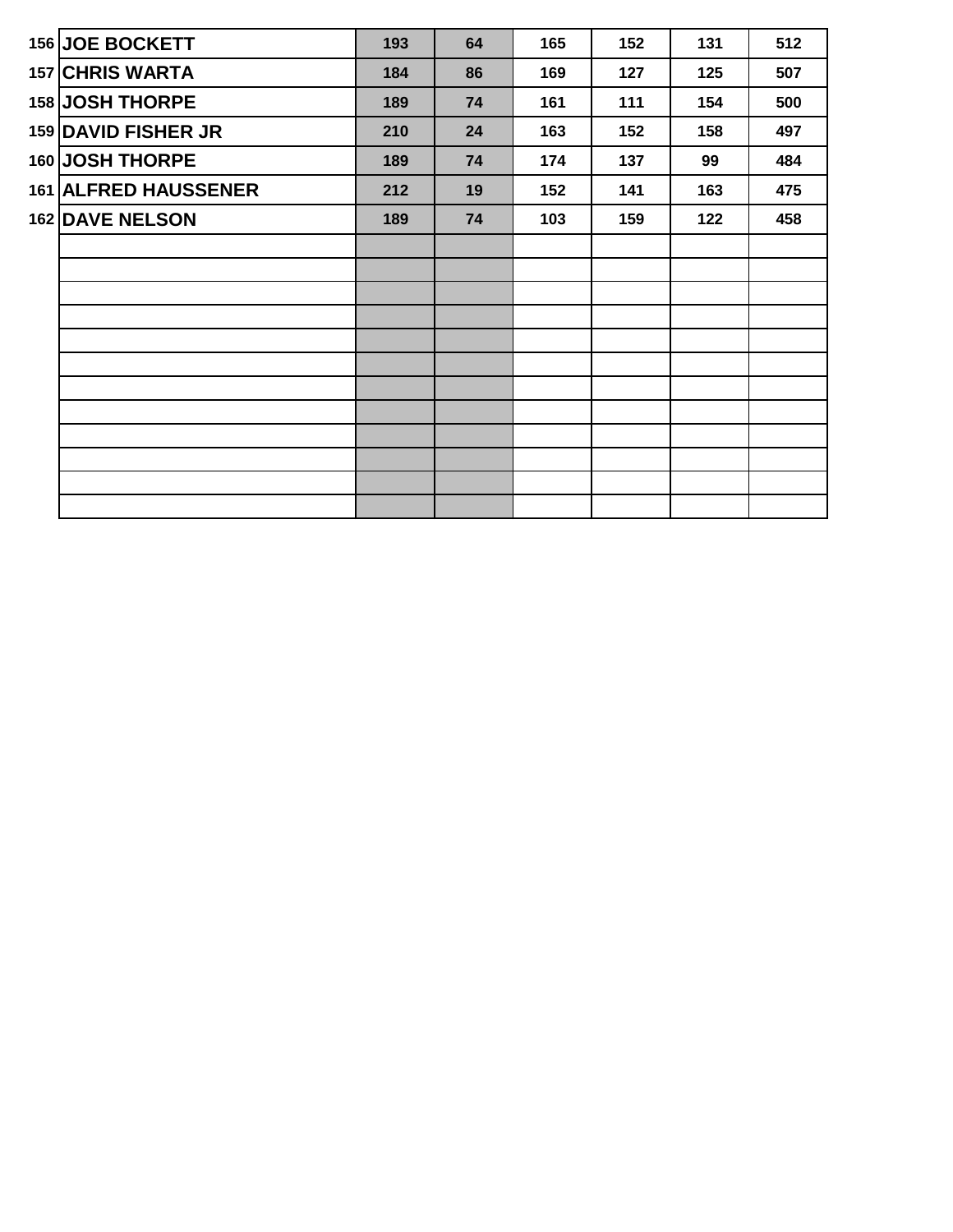| | | | | | | | |
|---|---|---|---|---|---|---|---|
| 156 | JOE BOCKETT | 193 | 64 | 165 | 152 | 131 | 512 |
| 157 | CHRIS WARTA | 184 | 86 | 169 | 127 | 125 | 507 |
| 158 | JOSH THORPE | 189 | 74 | 161 | 111 | 154 | 500 |
| 159 | DAVID FISHER JR | 210 | 24 | 163 | 152 | 158 | 497 |
| 160 | JOSH THORPE | 189 | 74 | 174 | 137 | 99 | 484 |
| 161 | ALFRED HAUSSENER | 212 | 19 | 152 | 141 | 163 | 475 |
| 162 | DAVE NELSON | 189 | 74 | 103 | 159 | 122 | 458 |